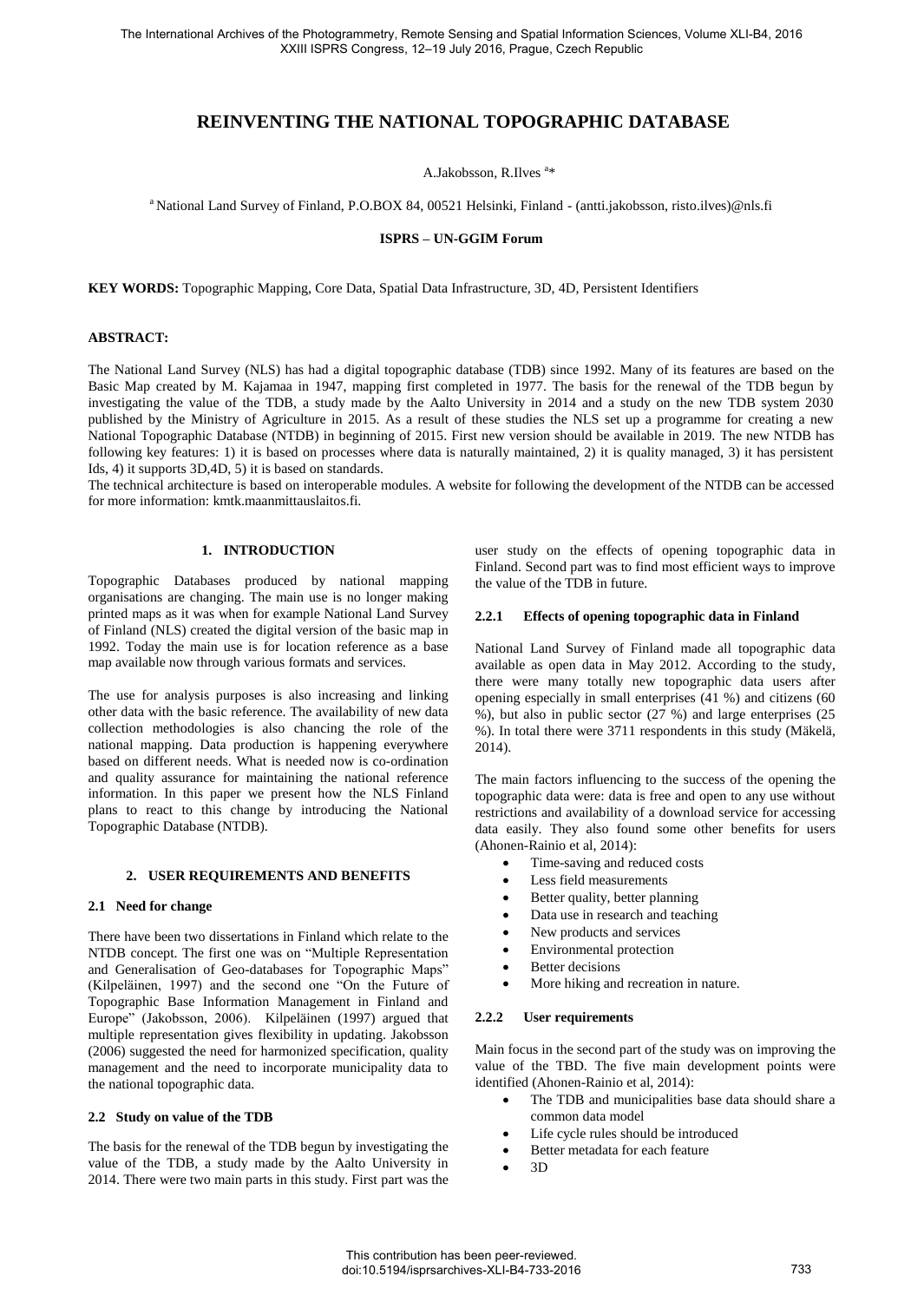# REINVENTING THE NATIONAL TOPOGRAPHIC DATABASE

A.Jakobsson, R.Ilves [a]*

[a] National Land Survey of Finland, P.O.BOX 84, 00521 Helsinki, Finland - (antti.jakobsson, risto.ilves)@nls.fi

**ISPRS – UN-GGIM Forum**

**KEY WORDS:** Topographic Mapping, Core Data, Spatial Data Infrastructure, 3D, 4D, Persistent Identifiers

**ABSTRACT:**

The National Land Survey (NLS) has had a digital topographic database (TDB) since 1992. Many of its features are based on the Basic Map created by M. Kajamaa in 1947, mapping first completed in 1977. The basis for the renewal of the TDB begun by investigating the value of the TDB, a study made by the Aalto University in 2014 and a study on the new TDB system 2030 published by the Ministry of Agriculture in 2015. As a result of these studies the NLS set up a programme for creating a new National Topographic Database (NTDB) in beginning of 2015. First new version should be available in 2019. The new NTDB has following key features: 1) it is based on processes where data is naturally maintained, 2) it is quality managed, 3) it has persistent Ids, 4) it supports 3D,4D, 5) it is based on standards.

The technical architecture is based on interoperable modules. A website for following the development of the NTDB can be accessed for more information: kmtk.maanmittauslaitos.fi.

## 1. INTRODUCTION

Topographic Databases produced by national mapping organisations are changing. The main use is no longer making printed maps as it was when for example National Land Survey of Finland (NLS) created the digital version of the basic map in 1992. Today the main use is for location reference as a base map available now through various formats and services.

The use for analysis purposes is also increasing and linking other data with the basic reference. The availability of new data collection methodologies is also chancing the role of the national mapping. Data production is happening everywhere based on different needs. What is needed now is co-ordination and quality assurance for maintaining the national reference information. In this paper we present how the NLS Finland plans to react to this change by introducing the National Topographic Database (NTDB).

## 2. USER REQUIREMENTS AND BENEFITS

### 2.1 Need for change

There have been two dissertations in Finland which relate to the NTDB concept. The first one was on "Multiple Representation and Generalisation of Geo-databases for Topographic Maps" (Kilpeläinen, 1997) and the second one "On the Future of Topographic Base Information Management in Finland and Europe" (Jakobsson, 2006). Kilpeläinen (1997) argued that multiple representation gives flexibility in updating. Jakobsson (2006) suggested the need for harmonized specification, quality management and the need to incorporate municipality data to the national topographic data.

### 2.2 Study on value of the TDB

The basis for the renewal of the TDB begun by investigating the value of the TDB, a study made by the Aalto University in 2014. There were two main parts in this study. First part was the user study on the effects of opening topographic data in Finland. Second part was to find most efficient ways to improve the value of the TDB in future.

#### 2.2.1 Effects of opening topographic data in Finland

National Land Survey of Finland made all topographic data available as open data in May 2012. According to the study, there were many totally new topographic data users after opening especially in small enterprises (41 %) and citizens (60 %), but also in public sector (27 %) and large enterprises (25 %). In total there were 3711 respondents in this study (Mäkelä, 2014).

The main factors influencing to the success of the opening the topographic data were: data is free and open to any use without restrictions and availability of a download service for accessing data easily. They also found some other benefits for users (Ahonen-Rainio et al, 2014):

- Time-saving and reduced costs
- Less field measurements
- Better quality, better planning
- Data use in research and teaching
- New products and services
- Environmental protection
- Better decisions
- More hiking and recreation in nature.

#### 2.2.2 User requirements

Main focus in the second part of the study was on improving the value of the TBD. The five main development points were identified (Ahonen-Rainio et al, 2014):

- The TDB and municipalities base data should share a common data model
- Life cycle rules should be introduced
- Better metadata for each feature
- 3D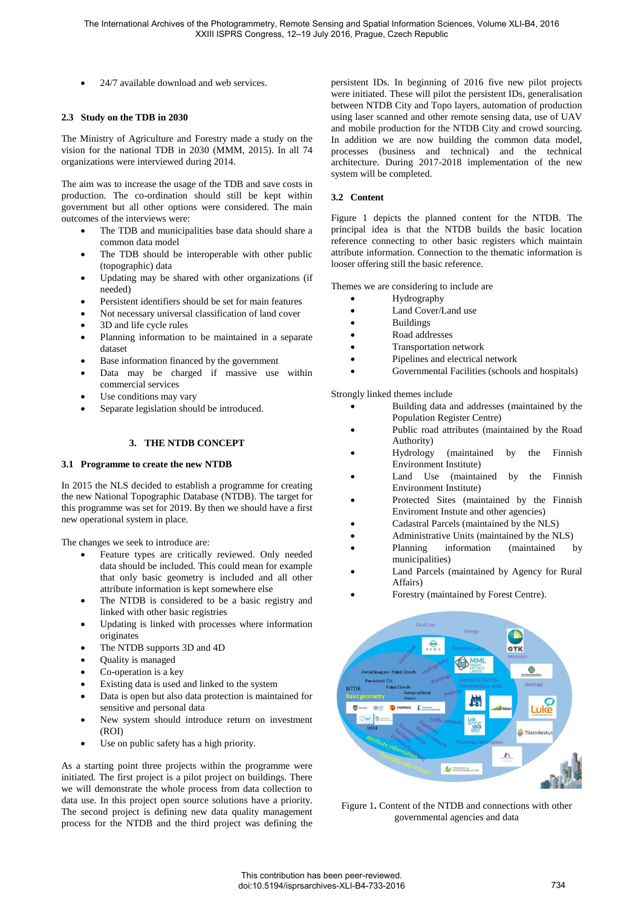- 24/7 available download and web services.

### 2.3 Study on the TDB in 2030

The Ministry of Agriculture and Forestry made a study on the vision for the national TDB in 2030 (MMM, 2015). In all 74 organizations were interviewed during 2014.

The aim was to increase the usage of the TDB and save costs in production. The co-ordination should still be kept within government but all other options were considered. The main outcomes of the interviews were:

- The TDB and municipalities base data should share a common data model
- The TDB should be interoperable with other public (topographic) data
- Updating may be shared with other organizations (if needed)
- Persistent identifiers should be set for main features
- Not necessary universal classification of land cover
- 3D and life cycle rules
- Planning information to be maintained in a separate dataset
- Base information financed by the government
- Data may be charged if massive use within commercial services
- Use conditions may vary
- Separate legislation should be introduced.

## 3. THE NTDB CONCEPT

### 3.1 Programme to create the new NTDB

In 2015 the NLS decided to establish a programme for creating the new National Topographic Database (NTDB). The target for this programme was set for 2019. By then we should have a first new operational system in place.

The changes we seek to introduce are:

- Feature types are critically reviewed. Only needed data should be included. This could mean for example that only basic geometry is included and all other attribute information is kept somewhere else
- The NTDB is considered to be a basic registry and linked with other basic registries
- Updating is linked with processes where information originates
- The NTDB supports 3D and 4D
- Quality is managed
- Co-operation is a key
- Existing data is used and linked to the system
- Data is open but also data protection is maintained for sensitive and personal data
- New system should introduce return on investment (ROI)
- Use on public safety has a high priority.

As a starting point three projects within the programme were initiated. The first project is a pilot project on buildings. There we will demonstrate the whole process from data collection to data use. In this project open source solutions have a priority. The second project is defining new data quality management process for the NTDB and the third project was defining the persistent IDs. In beginning of 2016 five new pilot projects were initiated. These will pilot the persistent IDs, generalisation between NTDB City and Topo layers, automation of production using laser scanned and other remote sensing data, use of UAV and mobile production for the NTDB City and crowd sourcing. In addition we are now building the common data model, processes (business and technical) and the technical architecture. During 2017-2018 implementation of the new system will be completed.

### 3.2 Content

Figure 1 depicts the planned content for the NTDB. The principal idea is that the NTDB builds the basic location reference connecting to other basic registers which maintain attribute information. Connection to the thematic information is looser offering still the basic reference.

Themes we are considering to include are

- Hydrography
- Land Cover/Land use
- Buildings
- Road addresses
- Transportation network
- Pipelines and electrical network
- Governmental Facilities (schools and hospitals)

Strongly linked themes include

- Building data and addresses (maintained by the Population Register Centre)
- Public road attributes (maintained by the Road Authority)
- Hydrology (maintained by the Finnish Environment Institute)
- Land Use (maintained by the Finnish Environment Institute)
- Protected Sites (maintained by the Finnish Enviroment Instute and other agencies)
- Cadastral Parcels (maintained by the NLS)
- Administrative Units (maintained by the NLS)
- Planning information (maintained by municipalities)
- Land Parcels (maintained by Agency for Rural Affairs)
- Forestry (maintained by Forest Centre).

Figure 1. Content of the NTDB and connections with other governmental agencies and data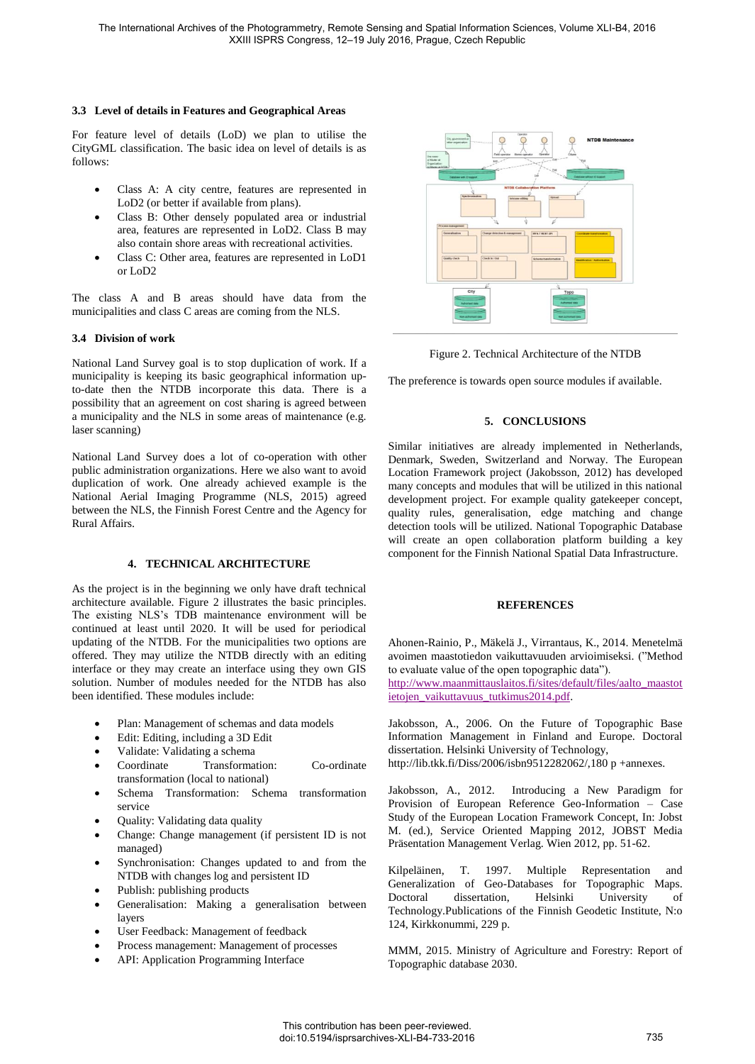### 3.3 Level of details in Features and Geographical Areas

For feature level of details (LoD) we plan to utilise the CityGML classification. The basic idea on level of details is as follows:

- Class A: A city centre, features are represented in LoD2 (or better if available from plans).
- Class B: Other densely populated area or industrial area, features are represented in LoD2. Class B may also contain shore areas with recreational activities.
- Class C: Other area, features are represented in LoD1 or LoD2

The class A and B areas should have data from the municipalities and class C areas are coming from the NLS.

### 3.4 Division of work

National Land Survey goal is to stop duplication of work. If a municipality is keeping its basic geographical information up-to-date then the NTDB incorporate this data. There is a possibility that an agreement on cost sharing is agreed between a municipality and the NLS in some areas of maintenance (e.g. laser scanning)

National Land Survey does a lot of co-operation with other public administration organizations. Here we also want to avoid duplication of work. One already achieved example is the National Aerial Imaging Programme (NLS, 2015) agreed between the NLS, the Finnish Forest Centre and the Agency for Rural Affairs.

## 4. TECHNICAL ARCHITECTURE

As the project is in the beginning we only have draft technical architecture available. Figure 2 illustrates the basic principles. The existing NLS's TDB maintenance environment will be continued at least until 2020. It will be used for periodical updating of the NTDB. For the municipalities two options are offered. They may utilize the NTDB directly with an editing interface or they may create an interface using they own GIS solution. Number of modules needed for the NTDB has also been identified. These modules include:

- Plan: Management of schemas and data models
- Edit: Editing, including a 3D Edit
- Validate: Validating a schema
- Coordinate Transformation: Co-ordinate transformation (local to national)
- Schema Transformation: Schema transformation service
- Quality: Validating data quality
- Change: Change management (if persistent ID is not managed)
- Synchronisation: Changes updated to and from the NTDB with changes log and persistent ID
- Publish: publishing products
- Generalisation: Making a generalisation between layers
- User Feedback: Management of feedback
- Process management: Management of processes
- API: Application Programming Interface

Figure 2. Technical Architecture of the NTDB

The preference is towards open source modules if available.

## 5. CONCLUSIONS

Similar initiatives are already implemented in Netherlands, Denmark, Sweden, Switzerland and Norway. The European Location Framework project (Jakobsson, 2012) has developed many concepts and modules that will be utilized in this national development project. For example quality gatekeeper concept, quality rules, generalisation, edge matching and change detection tools will be utilized. National Topographic Database will create an open collaboration platform building a key component for the Finnish National Spatial Data Infrastructure.

## REFERENCES

Ahonen-Rainio, P., Mäkelä J., Virrantaus, K., 2014. Menetelmä avoimen maastotiedon vaikuttavuuden arvioimiseksi. ("Method to evaluate value of the open topographic data"). http://www.maanmittauslaitos.fi/sites/default/files/aalto_maastotietojen_vaikuttavuus_tutkimus2014.pdf.

Jakobsson, A., 2006. On the Future of Topographic Base Information Management in Finland and Europe. Doctoral dissertation. Helsinki University of Technology, http://lib.tkk.fi/Diss/2006/isbn9512282062/,180 p +annexes.

Jakobsson, A., 2012. Introducing a New Paradigm for Provision of European Reference Geo-Information – Case Study of the European Location Framework Concept, In: Jobst M. (ed.), Service Oriented Mapping 2012, JOBST Media Präsentation Management Verlag. Wien 2012, pp. 51-62.

Kilpeläinen, T. 1997. Multiple Representation and Generalization of Geo-Databases for Topographic Maps. Doctoral dissertation, Helsinki University of Technology.Publications of the Finnish Geodetic Institute, N:o 124, Kirkkonummi, 229 p.

MMM, 2015. Ministry of Agriculture and Forestry: Report of Topographic database 2030.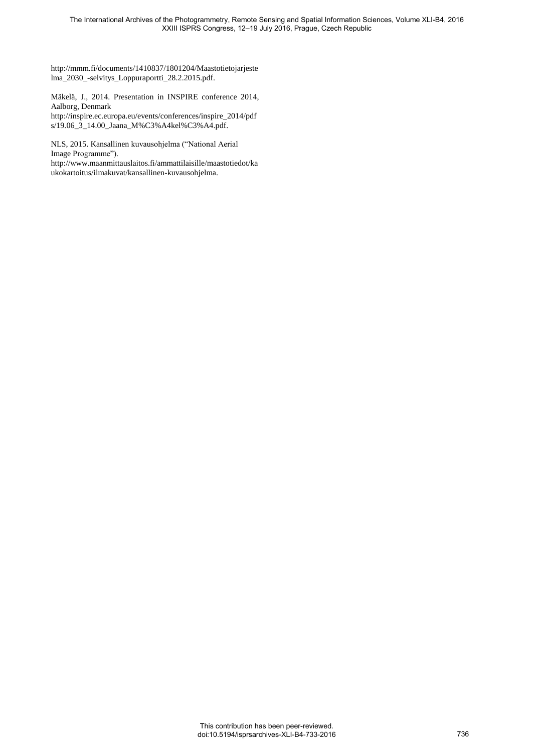http://mmm.fi/documents/1410837/1801204/Maastotietojarjestelma_2030_-selvitys_Loppuraportti_28.2.2015.pdf.

Mäkelä, J., 2014. Presentation in INSPIRE conference 2014, Aalborg, Denmark http://inspire.ec.europa.eu/events/conferences/inspire_2014/pdfs/19.06_3_14.00_Jaana_M%C3%A4kel%C3%A4.pdf.

NLS, 2015. Kansallinen kuvausohjelma ("National Aerial Image Programme"). http://www.maanmittauslaitos.fi/ammattilaisille/maastotiedot/kaukokartoitus/ilmakuvat/kansallinen-kuvausohjelma.